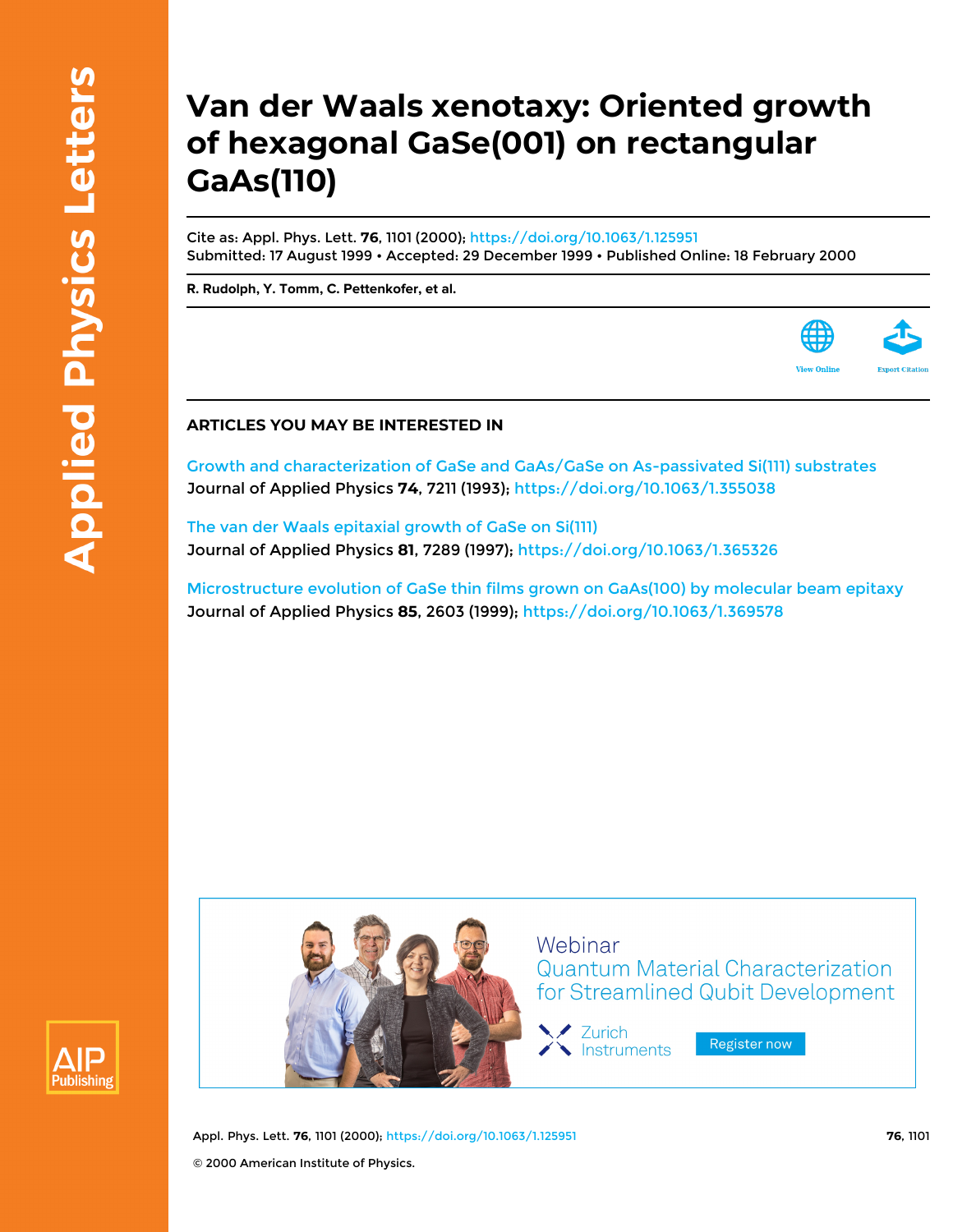# Van der Waals xenotaxy: Oriented growth of hexagonal GaSe(001) on rectangular GaAs(110)

Cite as: Appl. Phys. Lett. **76**, 1101 (2000); https://doi.org/10.1063/1.125951

Submitted: 17 August 1999 • Accepted: 29 December 1999 • Published Online: 18 February 2000

**R. Rudolph, Y. Tomm, C. Pettenkofer, et al.**

View Online

Export Citation

## ARTICLES YOU MAY BE INTERESTED IN

Growth and characterization of GaSe and GaAs/GaSe on As-passivated Si(111) substrates
Journal of Applied Physics **74**, 7211 (1993); https://doi.org/10.1063/1.355038

The van der Waals epitaxial growth of GaSe on Si(111)
Journal of Applied Physics **81**, 7289 (1997); https://doi.org/10.1063/1.365326

Microstructure evolution of GaSe thin films grown on GaAs(100) by molecular beam epitaxy
Journal of Applied Physics **85**, 2603 (1999); https://doi.org/10.1063/1.369578

© 2000 American Institute of Physics.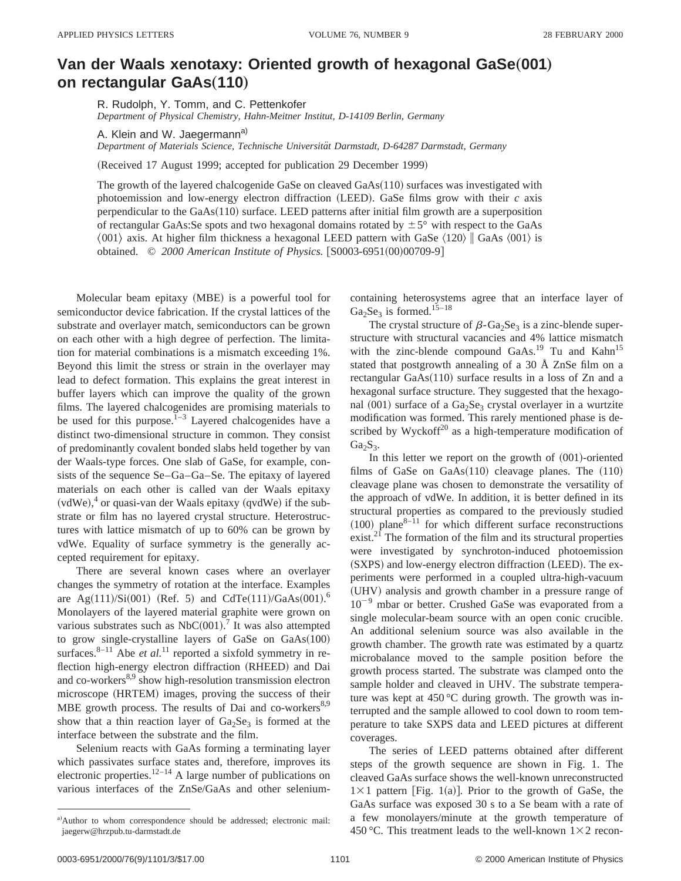# Van der Waals xenotaxy: Oriented growth of hexagonal GaSe(001) on rectangular GaAs(110)

R. Rudolph, Y. Tomm, and C. Pettenkofer
*Department of Physical Chemistry, Hahn-Meitner Institut, D-14109 Berlin, Germany*

A. Klein and W. Jaegermann[a]
*Department of Materials Science, Technische Universität Darmstadt, D-64287 Darmstadt, Germany*

(Received 17 August 1999; accepted for publication 29 December 1999)

The growth of the layered chalcogenide GaSe on cleaved GaAs(110) surfaces was investigated with photoemission and low-energy electron diffraction (LEED). GaSe films grow with their *c* axis perpendicular to the GaAs(110) surface. LEED patterns after initial film growth are a superposition of rectangular GaAs:Se spots and two hexagonal domains rotated by $\pm 5°$ with respect to the GaAs $\langle 001 \rangle$ axis. At higher film thickness a hexagonal LEED pattern with GaSe $\langle 120 \rangle \parallel$ GaAs $\langle 001 \rangle$ is obtained. © *2000 American Institute of Physics.* [S0003-6951(00)00709-9]

Molecular beam epitaxy (MBE) is a powerful tool for semiconductor device fabrication. If the crystal lattices of the substrate and overlayer match, semiconductors can be grown on each other with a high degree of perfection. The limitation for material combinations is a mismatch exceeding 1%. Beyond this limit the stress or strain in the overlayer may lead to defect formation. This explains the great interest in buffer layers which can improve the quality of the grown films. The layered chalcogenides are promising materials to be used for this purpose.[1–3] Layered chalcogenides have a distinct two-dimensional structure in common. They consist of predominantly covalent bonded slabs held together by van der Waals-type forces. One slab of GaSe, for example, consists of the sequence Se–Ga–Ga–Se. The epitaxy of layered materials on each other is called van der Waals epitaxy (vdWe),[4] or quasi-van der Waals epitaxy (qvdWe) if the substrate or film has no layered crystal structure. Heterostructures with lattice mismatch of up to 60% can be grown by vdWe. Equality of surface symmetry is the generally accepted requirement for epitaxy.

There are several known cases where an overlayer changes the symmetry of rotation at the interface. Examples are Ag(111)/Si(001) (Ref. 5) and CdTe(111)/GaAs(001).[6] Monolayers of the layered material graphite were grown on various substrates such as NbC(001).[7] It was also attempted to grow single-crystalline layers of GaSe on GaAs(100) surfaces.[8–11] Abe *et al.*[11] reported a sixfold symmetry in reflection high-energy electron diffraction (RHEED) and Dai and co-workers[8,9] show high-resolution transmission electron microscope (HRTEM) images, proving the success of their MBE growth process. The results of Dai and co-workers[8,9] show that a thin reaction layer of $Ga_2Se_3$ is formed at the interface between the substrate and the film.

Selenium reacts with GaAs forming a terminating layer which passivates surface states and, therefore, improves its electronic properties.[12–14] A large number of publications on various interfaces of the ZnSe/GaAs and other selenium-containing heterosystems agree that an interface layer of $Ga_2Se_3$ is formed.[15–18]

The crystal structure of $\beta$-$Ga_2Se_3$ is a zinc-blende superstructure with structural vacancies and 4% lattice mismatch with the zinc-blende compound GaAs.[19] Tu and Kahn[15] stated that postgrowth annealing of a 30 Å ZnSe film on a rectangular GaAs(110) surface results in a loss of Zn and a hexagonal surface structure. They suggested that the hexagonal (001) surface of a $Ga_2Se_3$ crystal overlayer in a wurtzite modification was formed. This rarely mentioned phase is described by Wyckoff[20] as a high-temperature modification of $Ga_2S_3$.

In this letter we report on the growth of (001)-oriented films of GaSe on GaAs(110) cleavage planes. The (110) cleavage plane was chosen to demonstrate the versatility of the approach of vdWe. In addition, it is better defined in its structural properties as compared to the previously studied (100) plane[8–11] for which different surface reconstructions exist.[21] The formation of the film and its structural properties were investigated by synchroton-induced photoemission (SXPS) and low-energy electron diffraction (LEED). The experiments were performed in a coupled ultra-high-vacuum (UHV) analysis and growth chamber in a pressure range of $10^{-9}$ mbar or better. Crushed GaSe was evaporated from a single molecular-beam source with an open conic crucible. An additional selenium source was also available in the growth chamber. The growth rate was estimated by a quartz microbalance moved to the sample position before the growth process started. The substrate was clamped onto the sample holder and cleaved in UHV. The substrate temperature was kept at 450 °C during growth. The growth was interrupted and the sample allowed to cool down to room temperature to take SXPS data and LEED pictures at different coverages.

The series of LEED patterns obtained after different steps of the growth sequence are shown in Fig. 1. The cleaved GaAs surface shows the well-known unreconstructed $1\times 1$ pattern [Fig. 1(a)]. Prior to the growth of GaSe, the GaAs surface was exposed 30 s to a Se beam with a rate of a few monolayers/minute at the growth temperature of 450 °C. This treatment leads to the well-known $1\times 2$ recon-

[a]Author to whom correspondence should be addressed; electronic mail: jaegerw@hrzpub.tu-darmstadt.de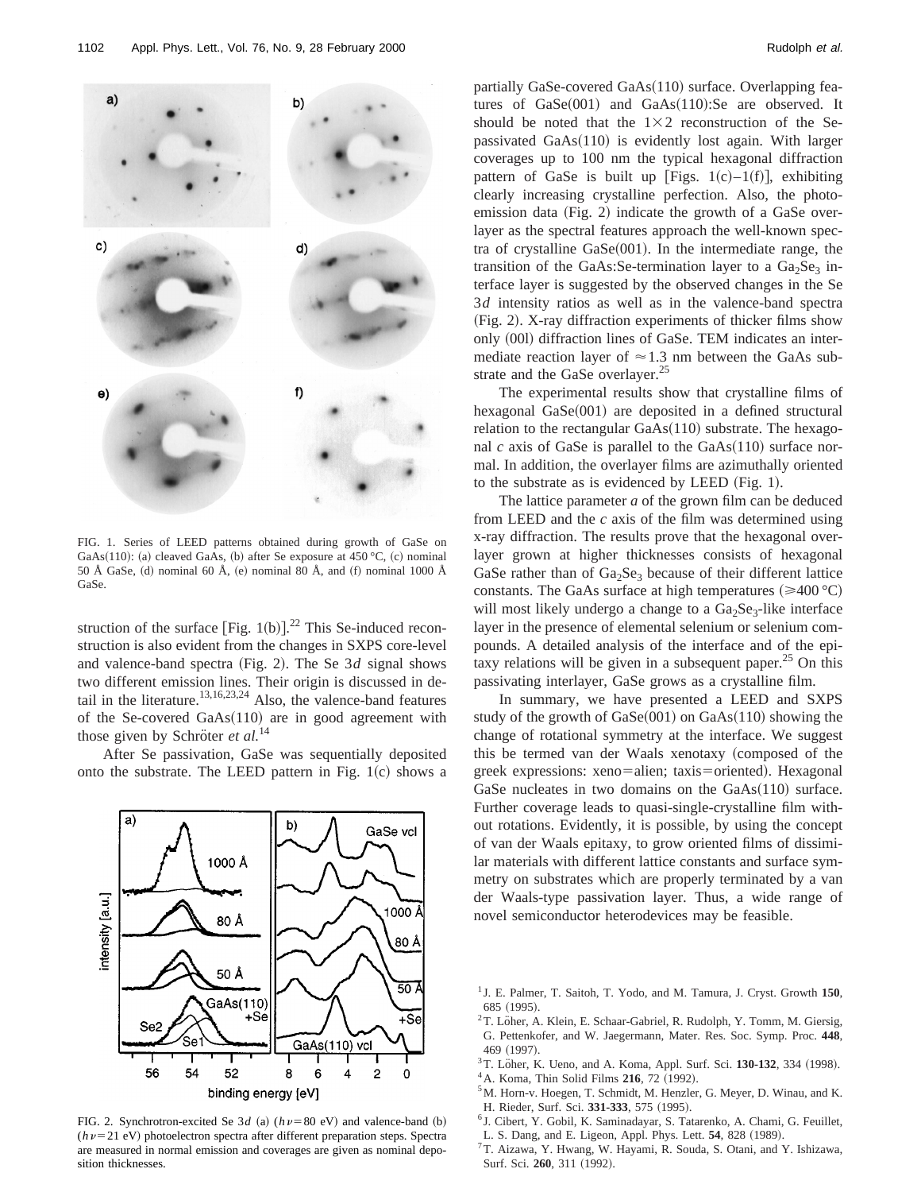FIG. 1. Series of LEED patterns obtained during growth of GaSe on GaAs(110): (a) cleaved GaAs, (b) after Se exposure at 450 °C, (c) nominal 50 Å GaSe, (d) nominal 60 Å, (e) nominal 80 Å, and (f) nominal 1000 Å GaSe.

struction of the surface [Fig. 1(b)].[22] This Se-induced reconstruction is also evident from the changes in SXPS core-level and valence-band spectra (Fig. 2). The Se 3*d* signal shows two different emission lines. Their origin is discussed in detail in the literature.[13,16,23,24] Also, the valence-band features of the Se-covered GaAs(110) are in good agreement with those given by Schröter *et al.*[14]

After Se passivation, GaSe was sequentially deposited onto the substrate. The LEED pattern in Fig. 1(c) shows a partially GaSe-covered GaAs(110) surface. Overlapping features of GaSe(001) and GaAs(110):Se are observed. It should be noted that the $1\times2$ reconstruction of the Se-passivated GaAs(110) is evidently lost again. With larger coverages up to 100 nm the typical hexagonal diffraction pattern of GaSe is built up [Figs. 1(c)–1(f)], exhibiting clearly increasing crystalline perfection. Also, the photoemission data (Fig. 2) indicate the growth of a GaSe overlayer as the spectral features approach the well-known spectra of crystalline GaSe(001). In the intermediate range, the transition of the GaAs:Se-termination layer to a $Ga_2Se_3$ interface layer is suggested by the observed changes in the Se 3*d* intensity ratios as well as in the valence-band spectra (Fig. 2). X-ray diffraction experiments of thicker films show only (00l) diffraction lines of GaSe. TEM indicates an intermediate reaction layer of $\approx 1.3$ nm between the GaAs substrate and the GaSe overlayer.[25]

FIG. 2. Synchrotron-excited Se 3*d* (a) ($h\nu=80$ eV) and valence-band (b) ($h\nu=21$ eV) photoelectron spectra after different preparation steps. Spectra are measured in normal emission and coverages are given as nominal deposition thicknesses.

The experimental results show that crystalline films of hexagonal GaSe(001) are deposited in a defined structural relation to the rectangular GaAs(110) substrate. The hexagonal *c* axis of GaSe is parallel to the GaAs(110) surface normal. In addition, the overlayer films are azimuthally oriented to the substrate as is evidenced by LEED (Fig. 1).

The lattice parameter *a* of the grown film can be deduced from LEED and the *c* axis of the film was determined using x-ray diffraction. The results prove that the hexagonal overlayer grown at higher thicknesses consists of hexagonal GaSe rather than of $Ga_2Se_3$ because of their different lattice constants. The GaAs surface at high temperatures ($\geqslant 400$ °C) will most likely undergo a change to a $Ga_2Se_3$-like interface layer in the presence of elemental selenium or selenium compounds. A detailed analysis of the interface and of the epitaxy relations will be given in a subsequent paper.[25] On this passivating interlayer, GaSe grows as a crystalline film.

In summary, we have presented a LEED and SXPS study of the growth of GaSe(001) on GaAs(110) showing the change of rotational symmetry at the interface. We suggest this be termed van der Waals xenotaxy (composed of the greek expressions: xeno=alien; taxis=oriented). Hexagonal GaSe nucleates in two domains on the GaAs(110) surface. Further coverage leads to quasi-single-crystalline film without rotations. Evidently, it is possible, by using the concept of van der Waals epitaxy, to grow oriented films of dissimilar materials with different lattice constants and surface symmetry on substrates which are properly terminated by a van der Waals-type passivation layer. Thus, a wide range of novel semiconductor heterodevices may be feasible.

[1] J. E. Palmer, T. Saitoh, T. Yodo, and M. Tamura, J. Cryst. Growth **150**, 685 (1995).
[2] T. Löher, A. Klein, E. Schaar-Gabriel, R. Rudolph, Y. Tomm, M. Giersig, G. Pettenkofer, and W. Jaegermann, Mater. Res. Soc. Symp. Proc. **448**, 469 (1997).
[3] T. Löher, K. Ueno, and A. Koma, Appl. Surf. Sci. **130-132**, 334 (1998).
[4] A. Koma, Thin Solid Films **216**, 72 (1992).
[5] M. Horn-v. Hoegen, T. Schmidt, M. Henzler, G. Meyer, D. Winau, and K. H. Rieder, Surf. Sci. **331-333**, 575 (1995).
[6] J. Cibert, Y. Gobil, K. Saminadayar, S. Tatarenko, A. Chami, G. Feuillet, L. S. Dang, and E. Ligeon, Appl. Phys. Lett. **54**, 828 (1989).
[7] T. Aizawa, Y. Hwang, W. Hayami, R. Souda, S. Otani, and Y. Ishizawa, Surf. Sci. **260**, 311 (1992).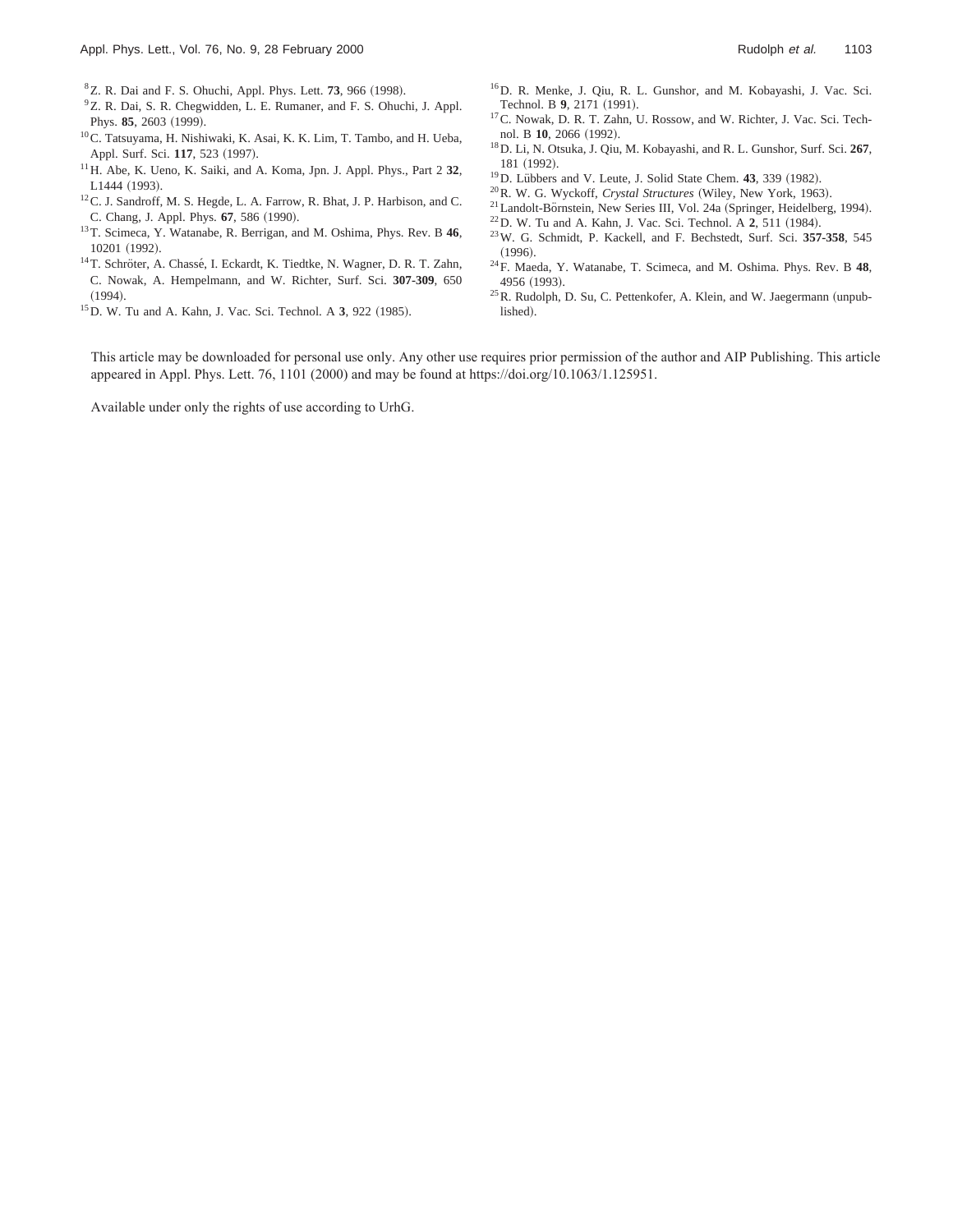[8] Z. R. Dai and F. S. Ohuchi, Appl. Phys. Lett. **73**, 966 (1998).

[9] Z. R. Dai, S. R. Chegwidden, L. E. Rumaner, and F. S. Ohuchi, J. Appl. Phys. **85**, 2603 (1999).

[10] C. Tatsuyama, H. Nishiwaki, K. Asai, K. K. Lim, T. Tambo, and H. Ueba, Appl. Surf. Sci. **117**, 523 (1997).

[11] H. Abe, K. Ueno, K. Saiki, and A. Koma, Jpn. J. Appl. Phys., Part 2 **32**, L1444 (1993).

[12] C. J. Sandroff, M. S. Hegde, L. A. Farrow, R. Bhat, J. P. Harbison, and C. C. Chang, J. Appl. Phys. **67**, 586 (1990).

[13] T. Scimeca, Y. Watanabe, R. Berrigan, and M. Oshima, Phys. Rev. B **46**, 10201 (1992).

[14] T. Schröter, A. Chassé, I. Eckardt, K. Tiedtke, N. Wagner, D. R. T. Zahn, C. Nowak, A. Hempelmann, and W. Richter, Surf. Sci. **307-309**, 650 (1994).

[15] D. W. Tu and A. Kahn, J. Vac. Sci. Technol. A **3**, 922 (1985).

[16] D. R. Menke, J. Qiu, R. L. Gunshor, and M. Kobayashi, J. Vac. Sci. Technol. B **9**, 2171 (1991).

[17] C. Nowak, D. R. T. Zahn, U. Rossow, and W. Richter, J. Vac. Sci. Technol. B **10**, 2066 (1992).

[18] D. Li, N. Otsuka, J. Qiu, M. Kobayashi, and R. L. Gunshor, Surf. Sci. **267**, 181 (1992).

[19] D. Lübbers and V. Leute, J. Solid State Chem. **43**, 339 (1982).

[20] R. W. G. Wyckoff, *Crystal Structures* (Wiley, New York, 1963).

[21] Landolt-Börnstein, New Series III, Vol. 24a (Springer, Heidelberg, 1994).

[22] D. W. Tu and A. Kahn, J. Vac. Sci. Technol. A **2**, 511 (1984).

[23] W. G. Schmidt, P. Kackell, and F. Bechstedt, Surf. Sci. **357-358**, 545 (1996).

[24] F. Maeda, Y. Watanabe, T. Scimeca, and M. Oshima. Phys. Rev. B **48**, 4956 (1993).

[25] R. Rudolph, D. Su, C. Pettenkofer, A. Klein, and W. Jaegermann (unpublished).

This article may be downloaded for personal use only. Any other use requires prior permission of the author and AIP Publishing. This article appeared in Appl. Phys. Lett. 76, 1101 (2000) and may be found at https://doi.org/10.1063/1.125951.

Available under only the rights of use according to UrhG.